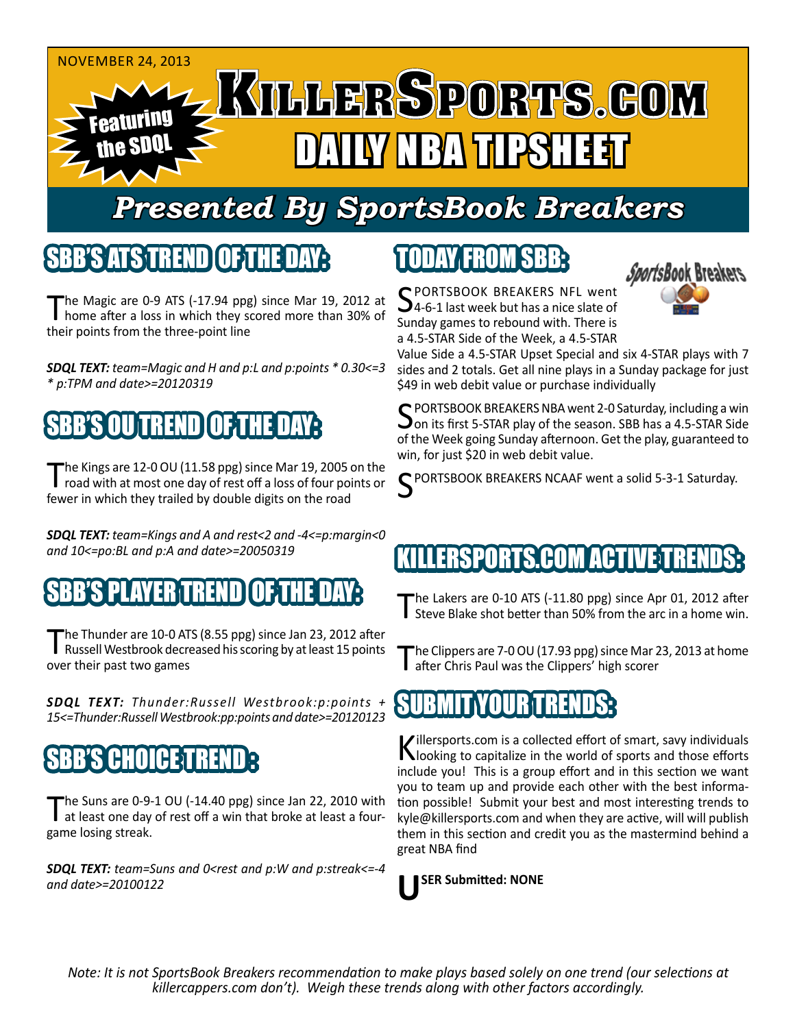NOVEMBER 24, 2013

Featuring the SDQL

# KILLERSPORTS.COM DAILY NBA TIPSHEET

## Presented By SportsBook Breakers

## SBB'S ATS TREND OF THE DAY:

The Magic are 0-9 ATS (-17.94 ppg) since Mar 19, 2012 at home after a loss in which they scored more than 30% of their points from the three-point line

***SDQL TEXT:*** *team=Magic and H and p:L and p:points * 0.30<=3 * p:TPM and date>=20120319*

## SBB'S OU TREND OF THE DAY:

The Kings are 12-0 OU (11.58 ppg) since Mar 19, 2005 on the road with at most one day of rest off a loss of four points or fewer in which they trailed by double digits on the road

***SDQL TEXT:*** *team=Kings and A and rest<2 and -4<=p:margin<0 and 10<=po:BL and p:A and date>=20050319*

## SBB'S PLAYER TREND OF THE DAY:

The Thunder are 10-0 ATS (8.55 ppg) since Jan 23, 2012 after Russell Westbrook decreased his scoring by at least 15 points over their past two games

***SDQL TEXT:*** *Thunder:Russell Westbrook:p:points + 15<=Thunder:Russell Westbrook:pp:points and date>=20120123*

## SBB'S CHOICE TREND:

The Suns are 0-9-1 OU (-14.40 ppg) since Jan 22, 2010 with at least one day of rest off a win that broke at least a four-game losing streak.

***SDQL TEXT:*** *team=Suns and 0<rest and p:W and p:streak<=-4 and date>=20100122*

## TODAY FROM SBB:

SPORTSBOOK BREAKERS NFL went 4-6-1 last week but has a nice slate of Sunday games to rebound with. There is a 4.5-STAR Side of the Week, a 4.5-STAR Value Side a 4.5-STAR Upset Special and six 4-STAR plays with 7 sides and 2 totals. Get all nine plays in a Sunday package for just $49 in web debit value or purchase individually

SPORTSBOOK BREAKERS NBA went 2-0 Saturday, including a win on its first 5-STAR play of the season. SBB has a 4.5-STAR Side of the Week going Sunday afternoon. Get the play, guaranteed to win, for just $20 in web debit value.

SPORTSBOOK BREAKERS NCAAF went a solid 5-3-1 Saturday.

## KILLERSPORTS.COM ACTIVE TRENDS:

The Lakers are 0-10 ATS (-11.80 ppg) since Apr 01, 2012 after Steve Blake shot better than 50% from the arc in a home win.

The Clippers are 7-0 OU (17.93 ppg) since Mar 23, 2013 at home after Chris Paul was the Clippers' high scorer

## SUBMIT YOUR TRENDS:

Killersports.com is a collected effort of smart, savy individuals looking to capitalize in the world of sports and those efforts include you! This is a group effort and in this section we want you to team up and provide each other with the best information possible! Submit your best and most interesting trends to kyle@killersports.com and when they are active, will will publish them in this section and credit you as the mastermind behind a great NBA find

**USER Submitted: NONE**

*Note: It is not SportsBook Breakers recommendation to make plays based solely on one trend (our selections at killercappers.com don't). Weigh these trends along with other factors accordingly.*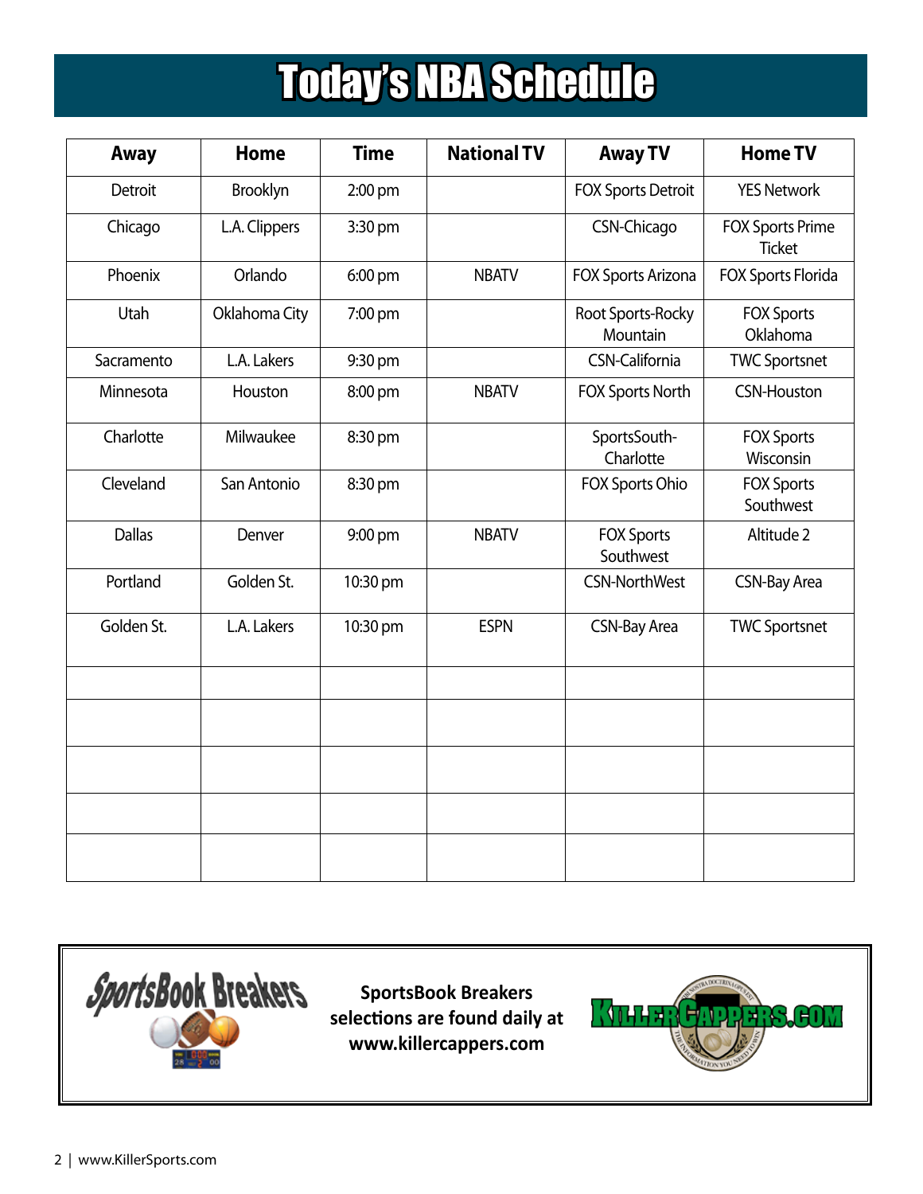# Today's NBA Schedule

| Away | Home | Time | National TV | Away TV | Home TV |
|---|---|---|---|---|---|
| Detroit | Brooklyn | 2:00 pm | | FOX Sports Detroit | YES Network |
| Chicago | L.A. Clippers | 3:30 pm | | CSN-Chicago | FOX Sports Prime Ticket |
| Phoenix | Orlando | 6:00 pm | NBATV | FOX Sports Arizona | FOX Sports Florida |
| Utah | Oklahoma City | 7:00 pm | | Root Sports-Rocky Mountain | FOX Sports Oklahoma |
| Sacramento | L.A. Lakers | 9:30 pm | | CSN-California | TWC Sportsnet |
| Minnesota | Houston | 8:00 pm | NBATV | FOX Sports North | CSN-Houston |
| Charlotte | Milwaukee | 8:30 pm | | SportsSouth-Charlotte | FOX Sports Wisconsin |
| Cleveland | San Antonio | 8:30 pm | | FOX Sports Ohio | FOX Sports Southwest |
| Dallas | Denver | 9:00 pm | NBATV | FOX Sports Southwest | Altitude 2 |
| Portland | Golden St. | 10:30 pm | | CSN-NorthWest | CSN-Bay Area |
| Golden St. | L.A. Lakers | 10:30 pm | ESPN | CSN-Bay Area | TWC Sportsnet |
| | | | | | |
| | | | | | |
| | | | | | |
| | | | | | |
| | | | | | |

SportsBook Breakers

**SportsBook Breakers selections are found daily at www.killercappers.com**

KILLERCAPPERS.COM